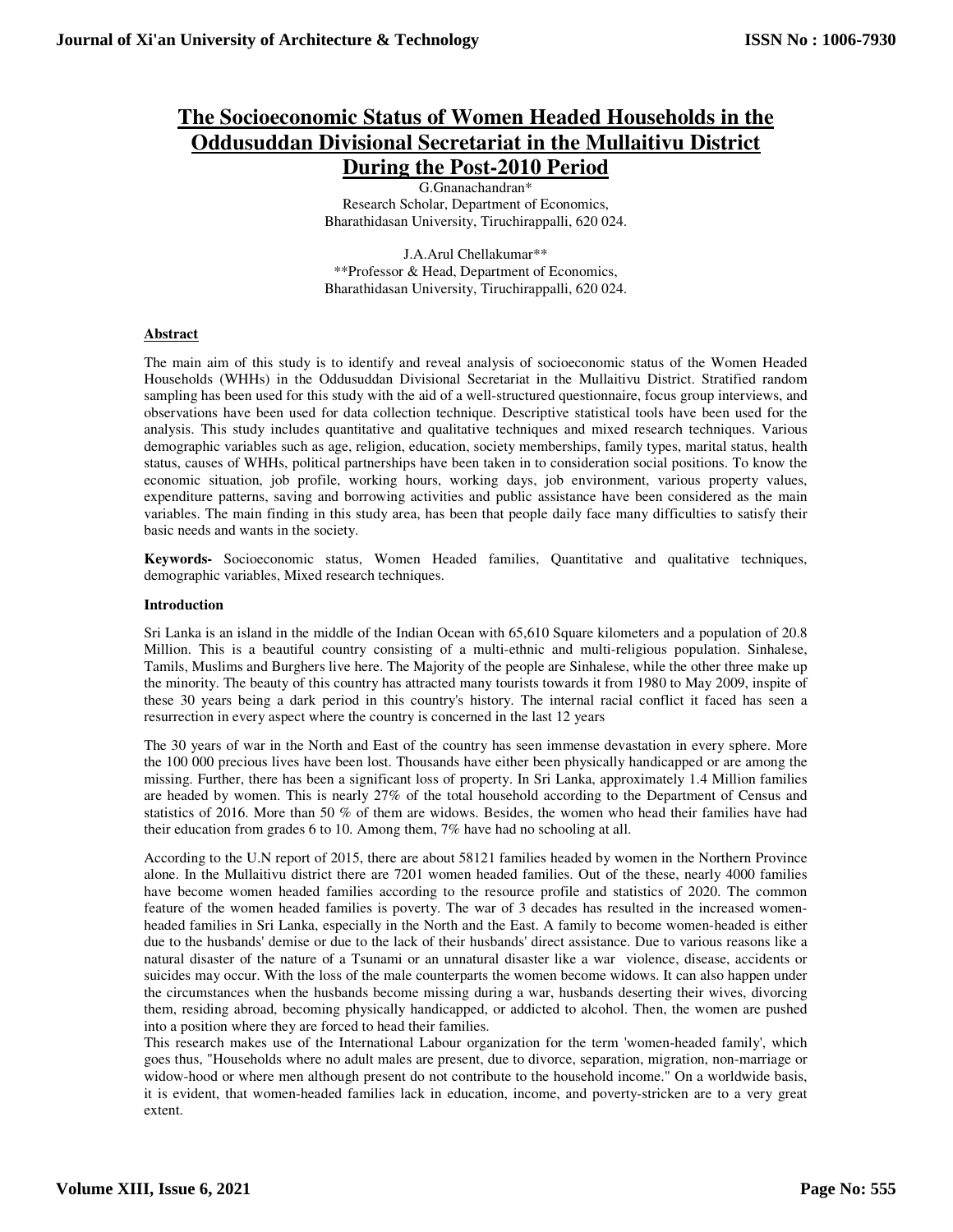# The Socioeconomic Status of Women Headed Households in the Oddusuddan Divisional Secretariat in the Mullaitivu District During the Post-2010 Period

G.Gnanachandran*
Research Scholar, Department of Economics,
Bharathidasan University, Tiruchirappalli, 620 024.

J.A.Arul Chellakumar**
**Professor & Head, Department of Economics,
Bharathidasan University, Tiruchirappalli, 620 024.

## Abstract

The main aim of this study is to identify and reveal analysis of socioeconomic status of the Women Headed Households (WHHs) in the Oddusuddan Divisional Secretariat in the Mullaitivu District. Stratified random sampling has been used for this study with the aid of a well-structured questionnaire, focus group interviews, and observations have been used for data collection technique. Descriptive statistical tools have been used for the analysis. This study includes quantitative and qualitative techniques and mixed research techniques. Various demographic variables such as age, religion, education, society memberships, family types, marital status, health status, causes of WHHs, political partnerships have been taken in to consideration social positions. To know the economic situation, job profile, working hours, working days, job environment, various property values, expenditure patterns, saving and borrowing activities and public assistance have been considered as the main variables. The main finding in this study area, has been that people daily face many difficulties to satisfy their basic needs and wants in the society.

**Keywords-** Socioeconomic status, Women Headed families, Quantitative and qualitative techniques, demographic variables, Mixed research techniques.

## Introduction

Sri Lanka is an island in the middle of the Indian Ocean with 65,610 Square kilometers and a population of 20.8 Million. This is a beautiful country consisting of a multi-ethnic and multi-religious population. Sinhalese, Tamils, Muslims and Burghers live here. The Majority of the people are Sinhalese, while the other three make up the minority. The beauty of this country has attracted many tourists towards it from 1980 to May 2009, inspite of these 30 years being a dark period in this country's history. The internal racial conflict it faced has seen a resurrection in every aspect where the country is concerned in the last 12 years

The 30 years of war in the North and East of the country has seen immense devastation in every sphere. More the 100 000 precious lives have been lost. Thousands have either been physically handicapped or are among the missing. Further, there has been a significant loss of property. In Sri Lanka, approximately 1.4 Million families are headed by women. This is nearly 27% of the total household according to the Department of Census and statistics of 2016. More than 50 % of them are widows. Besides, the women who head their families have had their education from grades 6 to 10. Among them, 7% have had no schooling at all.

According to the U.N report of 2015, there are about 58121 families headed by women in the Northern Province alone. In the Mullaitivu district there are 7201 women headed families. Out of the these, nearly 4000 families have become women headed families according to the resource profile and statistics of 2020. The common feature of the women headed families is poverty. The war of 3 decades has resulted in the increased women-headed families in Sri Lanka, especially in the North and the East. A family to become women-headed is either due to the husbands' demise or due to the lack of their husbands' direct assistance. Due to various reasons like a natural disaster of the nature of a Tsunami or an unnatural disaster like a war violence, disease, accidents or suicides may occur. With the loss of the male counterparts the women become widows. It can also happen under the circumstances when the husbands become missing during a war, husbands deserting their wives, divorcing them, residing abroad, becoming physically handicapped, or addicted to alcohol. Then, the women are pushed into a position where they are forced to head their families.

This research makes use of the International Labour organization for the term 'women-headed family', which goes thus, "Households where no adult males are present, due to divorce, separation, migration, non-marriage or widow-hood or where men although present do not contribute to the household income." On a worldwide basis, it is evident, that women-headed families lack in education, income, and poverty-stricken are to a very great extent.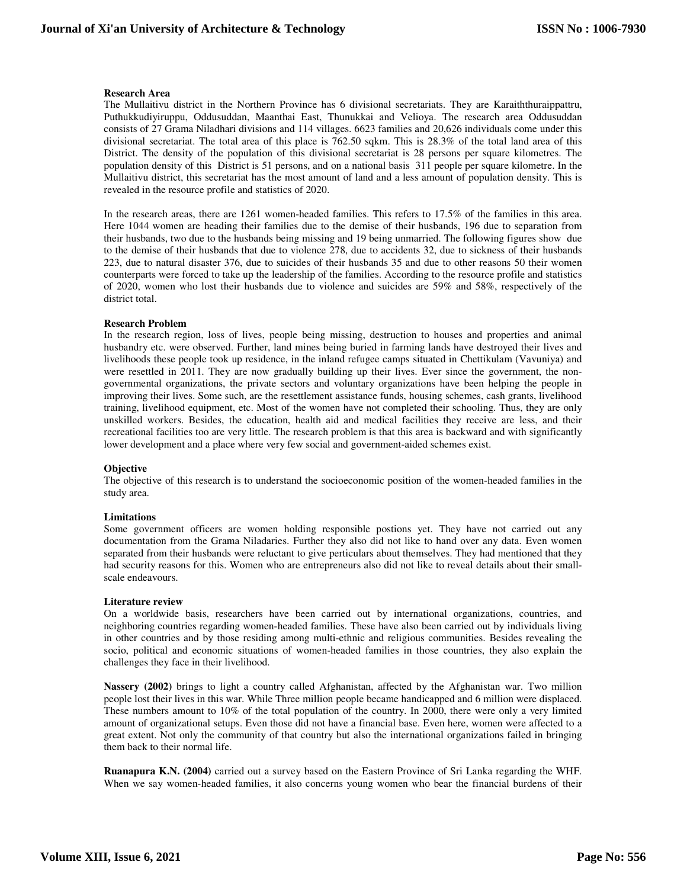**Research Area**

The Mullaitivu district in the Northern Province has 6 divisional secretariats. They are Karaiththuraippattru, Puthukkudiyiruppu, Oddusuddan, Maanthai East, Thunukkai and Velioya. The research area Oddusuddan consists of 27 Grama Niladhari divisions and 114 villages. 6623 families and 20,626 individuals come under this divisional secretariat. The total area of this place is 762.50 sqkm. This is 28.3% of the total land area of this District. The density of the population of this divisional secretariat is 28 persons per square kilometres. The population density of this District is 51 persons, and on a national basis 311 people per square kilometre. In the Mullaitivu district, this secretariat has the most amount of land and a less amount of population density. This is revealed in the resource profile and statistics of 2020.

In the research areas, there are 1261 women-headed families. This refers to 17.5% of the families in this area. Here 1044 women are heading their families due to the demise of their husbands, 196 due to separation from their husbands, two due to the husbands being missing and 19 being unmarried. The following figures show due to the demise of their husbands that due to violence 278, due to accidents 32, due to sickness of their husbands 223, due to natural disaster 376, due to suicides of their husbands 35 and due to other reasons 50 their women counterparts were forced to take up the leadership of the families. According to the resource profile and statistics of 2020, women who lost their husbands due to violence and suicides are 59% and 58%, respectively of the district total.

**Research Problem**

In the research region, loss of lives, people being missing, destruction to houses and properties and animal husbandry etc. were observed. Further, land mines being buried in farming lands have destroyed their lives and livelihoods these people took up residence, in the inland refugee camps situated in Chettikulam (Vavuniya) and were resettled in 2011. They are now gradually building up their lives. Ever since the government, the non-governmental organizations, the private sectors and voluntary organizations have been helping the people in improving their lives. Some such, are the resettlement assistance funds, housing schemes, cash grants, livelihood training, livelihood equipment, etc. Most of the women have not completed their schooling. Thus, they are only unskilled workers. Besides, the education, health aid and medical facilities they receive are less, and their recreational facilities too are very little. The research problem is that this area is backward and with significantly lower development and a place where very few social and government-aided schemes exist.

**Objective**

The objective of this research is to understand the socioeconomic position of the women-headed families in the study area.

**Limitations**

Some government officers are women holding responsible postions yet. They have not carried out any documentation from the Grama Niladaries. Further they also did not like to hand over any data. Even women separated from their husbands were reluctant to give perticulars about themselves. They had mentioned that they had security reasons for this. Women who are entrepreneurs also did not like to reveal details about their small-scale endeavours.

**Literature review**

On a worldwide basis, researchers have been carried out by international organizations, countries, and neighboring countries regarding women-headed families. These have also been carried out by individuals living in other countries and by those residing among multi-ethnic and religious communities. Besides revealing the socio, political and economic situations of women-headed families in those countries, they also explain the challenges they face in their livelihood.

**Nassery (2002)** brings to light a country called Afghanistan, affected by the Afghanistan war. Two million people lost their lives in this war. While Three million people became handicapped and 6 million were displaced. These numbers amount to 10% of the total population of the country. In 2000, there were only a very limited amount of organizational setups. Even those did not have a financial base. Even here, women were affected to a great extent. Not only the community of that country but also the international organizations failed in bringing them back to their normal life.

**Ruanapura K.N. (2004)** carried out a survey based on the Eastern Province of Sri Lanka regarding the WHF. When we say women-headed families, it also concerns young women who bear the financial burdens of their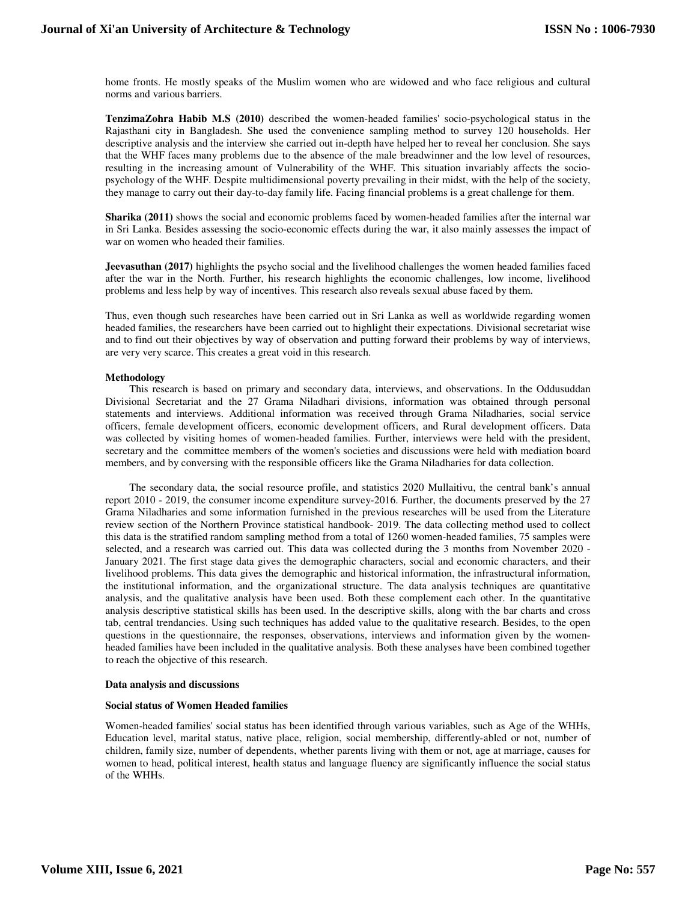home fronts. He mostly speaks of the Muslim women who are widowed and who face religious and cultural norms and various barriers.

**TenzimaZohra Habib M.S (2010)** described the women-headed families' socio-psychological status in the Rajasthani city in Bangladesh. She used the convenience sampling method to survey 120 households. Her descriptive analysis and the interview she carried out in-depth have helped her to reveal her conclusion. She says that the WHF faces many problems due to the absence of the male breadwinner and the low level of resources, resulting in the increasing amount of Vulnerability of the WHF. This situation invariably affects the socio-psychology of the WHF. Despite multidimensional poverty prevailing in their midst, with the help of the society, they manage to carry out their day-to-day family life. Facing financial problems is a great challenge for them.

**Sharika (2011)** shows the social and economic problems faced by women-headed families after the internal war in Sri Lanka. Besides assessing the socio-economic effects during the war, it also mainly assesses the impact of war on women who headed their families.

**Jeevasuthan (2017)** highlights the psycho social and the livelihood challenges the women headed families faced after the war in the North. Further, his research highlights the economic challenges, low income, livelihood problems and less help by way of incentives. This research also reveals sexual abuse faced by them.

Thus, even though such researches have been carried out in Sri Lanka as well as worldwide regarding women headed families, the researchers have been carried out to highlight their expectations. Divisional secretariat wise and to find out their objectives by way of observation and putting forward their problems by way of interviews, are very very scarce. This creates a great void in this research.

#### Methodology

This research is based on primary and secondary data, interviews, and observations. In the Oddusuddan Divisional Secretariat and the 27 Grama Niladhari divisions, information was obtained through personal statements and interviews. Additional information was received through Grama Niladharies, social service officers, female development officers, economic development officers, and Rural development officers. Data was collected by visiting homes of women-headed families. Further, interviews were held with the president, secretary and the committee members of the women's societies and discussions were held with mediation board members, and by conversing with the responsible officers like the Grama Niladharies for data collection.

The secondary data, the social resource profile, and statistics 2020 Mullaitivu, the central bank's annual report 2010 - 2019, the consumer income expenditure survey-2016. Further, the documents preserved by the 27 Grama Niladharies and some information furnished in the previous researches will be used from the Literature review section of the Northern Province statistical handbook- 2019. The data collecting method used to collect this data is the stratified random sampling method from a total of 1260 women-headed families, 75 samples were selected, and a research was carried out. This data was collected during the 3 months from November 2020 - January 2021. The first stage data gives the demographic characters, social and economic characters, and their livelihood problems. This data gives the demographic and historical information, the infrastructural information, the institutional information, and the organizational structure. The data analysis techniques are quantitative analysis, and the qualitative analysis have been used. Both these complement each other. In the quantitative analysis descriptive statistical skills has been used. In the descriptive skills, along with the bar charts and cross tab, central trendancies. Using such techniques has added value to the qualitative research. Besides, to the open questions in the questionnaire, the responses, observations, interviews and information given by the women-headed families have been included in the qualitative analysis. Both these analyses have been combined together to reach the objective of this research.

#### Data analysis and discussions

#### Social status of Women Headed families

Women-headed families' social status has been identified through various variables, such as Age of the WHHs, Education level, marital status, native place, religion, social membership, differently-abled or not, number of children, family size, number of dependents, whether parents living with them or not, age at marriage, causes for women to head, political interest, health status and language fluency are significantly influence the social status of the WHHs.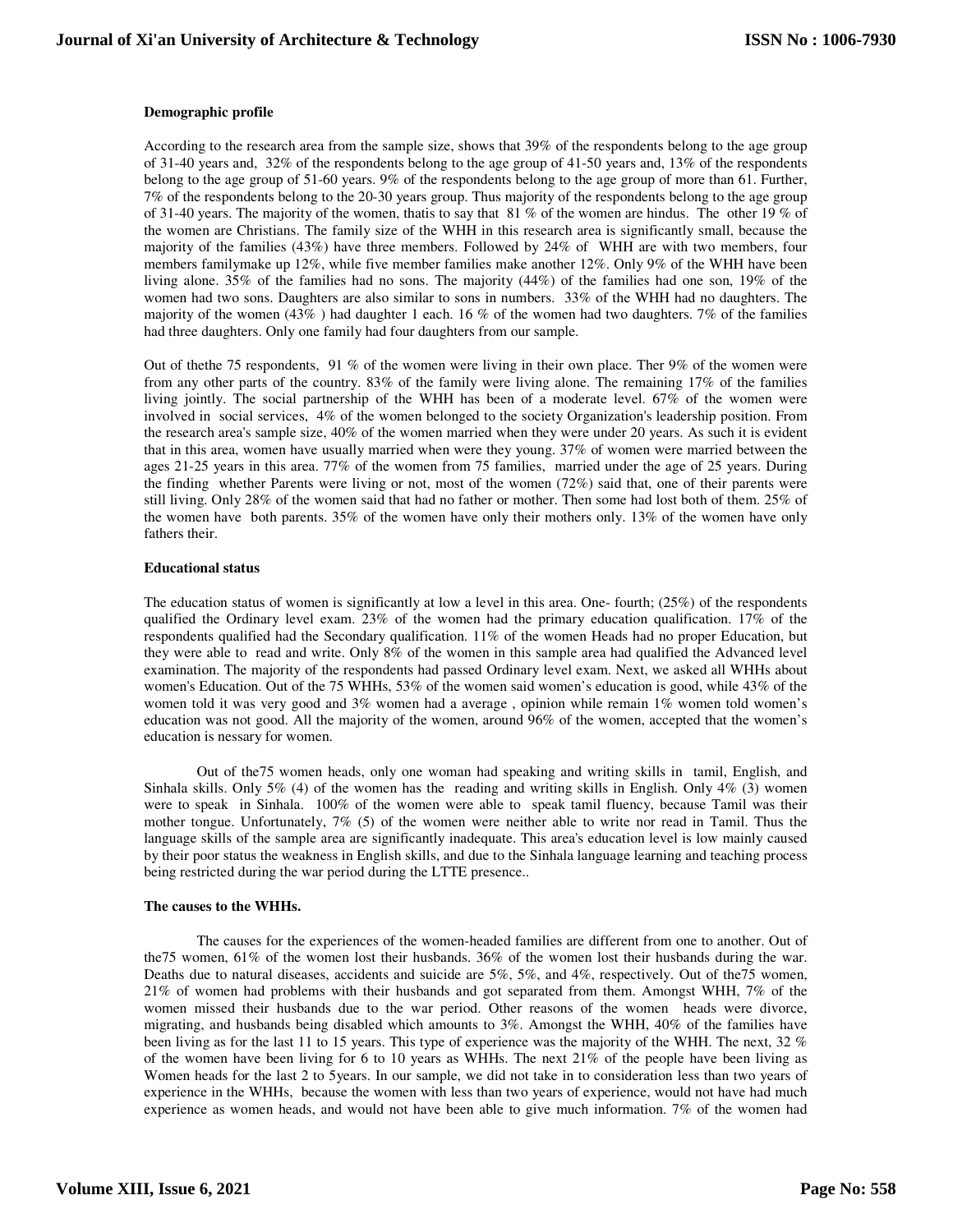#### Demographic profile

According to the research area from the sample size, shows that 39% of the respondents belong to the age group of 31-40 years and, 32% of the respondents belong to the age group of 41-50 years and, 13% of the respondents belong to the age group of 51-60 years. 9% of the respondents belong to the age group of more than 61. Further, 7% of the respondents belong to the 20-30 years group. Thus majority of the respondents belong to the age group of 31-40 years. The majority of the women, thatis to say that 81 % of the women are hindus. The other 19 % of the women are Christians. The family size of the WHH in this research area is significantly small, because the majority of the families (43%) have three members. Followed by 24% of WHH are with two members, four members familymake up 12%, while five member families make another 12%. Only 9% of the WHH have been living alone. 35% of the families had no sons. The majority (44%) of the families had one son, 19% of the women had two sons. Daughters are also similar to sons in numbers. 33% of the WHH had no daughters. The majority of the women (43% ) had daughter 1 each. 16 % of the women had two daughters. 7% of the families had three daughters. Only one family had four daughters from our sample.

Out of thethe 75 respondents, 91 % of the women were living in their own place. Ther 9% of the women were from any other parts of the country. 83% of the family were living alone. The remaining 17% of the families living jointly. The social partnership of the WHH has been of a moderate level. 67% of the women were involved in social services, 4% of the women belonged to the society Organization's leadership position. From the research area's sample size, 40% of the women married when they were under 20 years. As such it is evident that in this area, women have usually married when were they young. 37% of women were married between the ages 21-25 years in this area. 77% of the women from 75 families, married under the age of 25 years. During the finding whether Parents were living or not, most of the women (72%) said that, one of their parents were still living. Only 28% of the women said that had no father or mother. Then some had lost both of them. 25% of the women have both parents. 35% of the women have only their mothers only. 13% of the women have only fathers their.

#### Educational status

The education status of women is significantly at low a level in this area. One- fourth; (25%) of the respondents qualified the Ordinary level exam. 23% of the women had the primary education qualification. 17% of the respondents qualified had the Secondary qualification. 11% of the women Heads had no proper Education, but they were able to read and write. Only 8% of the women in this sample area had qualified the Advanced level examination. The majority of the respondents had passed Ordinary level exam. Next, we asked all WHHs about women's Education. Out of the 75 WHHs, 53% of the women said women's education is good, while 43% of the women told it was very good and 3% women had a average , opinion while remain 1% women told women's education was not good. All the majority of the women, around 96% of the women, accepted that the women's education is nessary for women.

Out of the75 women heads, only one woman had speaking and writing skills in tamil, English, and Sinhala skills. Only 5% (4) of the women has the reading and writing skills in English. Only 4% (3) women were to speak in Sinhala. 100% of the women were able to speak tamil fluency, because Tamil was their mother tongue. Unfortunately, 7% (5) of the women were neither able to write nor read in Tamil. Thus the language skills of the sample area are significantly inadequate. This area's education level is low mainly caused by their poor status the weakness in English skills, and due to the Sinhala language learning and teaching process being restricted during the war period during the LTTE presence..

#### The causes to the WHHs.

The causes for the experiences of the women-headed families are different from one to another. Out of the75 women, 61% of the women lost their husbands. 36% of the women lost their husbands during the war. Deaths due to natural diseases, accidents and suicide are 5%, 5%, and 4%, respectively. Out of the75 women, 21% of women had problems with their husbands and got separated from them. Amongst WHH, 7% of the women missed their husbands due to the war period. Other reasons of the women heads were divorce, migrating, and husbands being disabled which amounts to 3%. Amongst the WHH, 40% of the families have been living as for the last 11 to 15 years. This type of experience was the majority of the WHH. The next, 32 % of the women have been living for 6 to 10 years as WHHs. The next 21% of the people have been living as Women heads for the last 2 to 5years. In our sample, we did not take in to consideration less than two years of experience in the WHHs, because the women with less than two years of experience, would not have had much experience as women heads, and would not have been able to give much information. 7% of the women had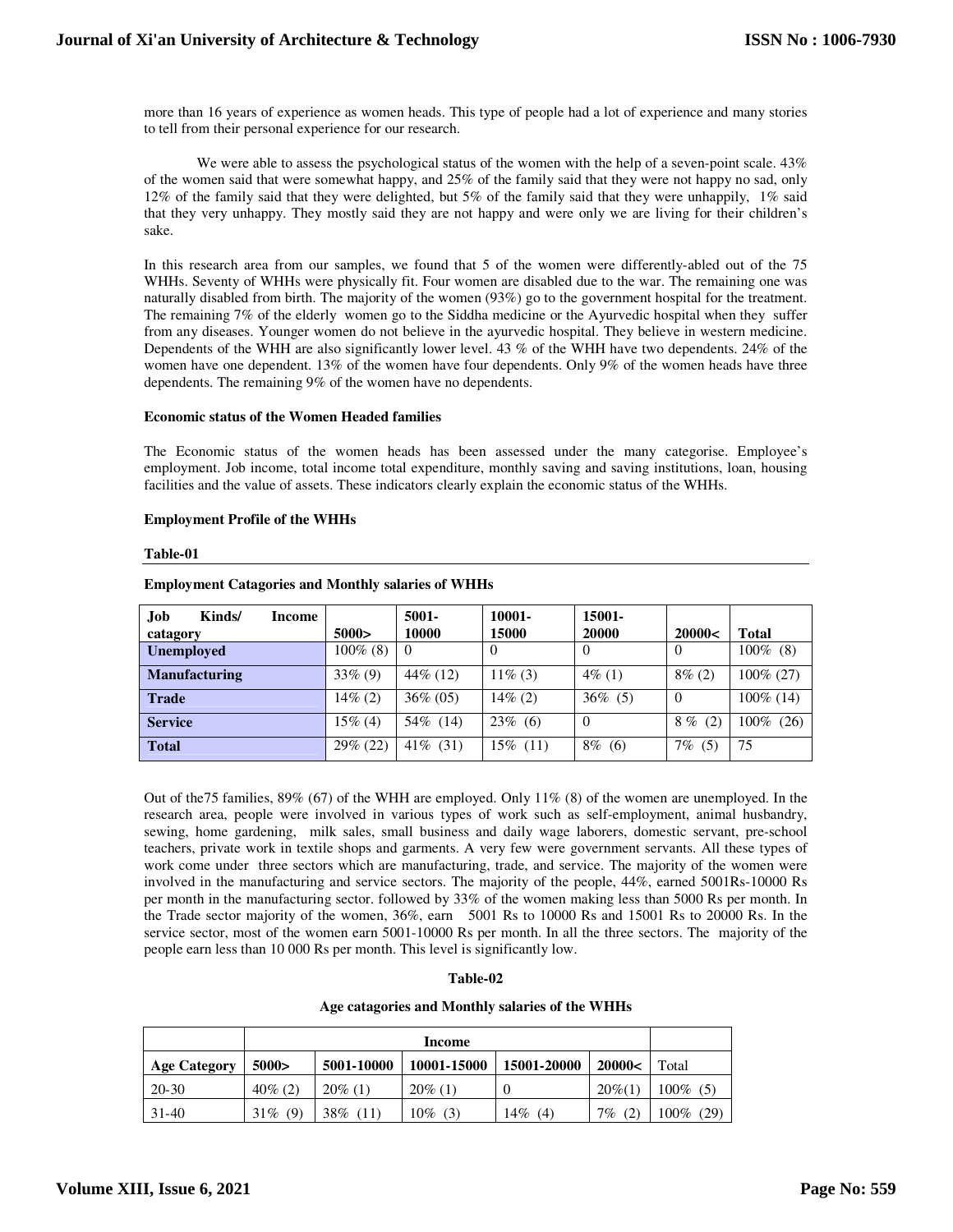more than 16 years of experience as women heads. This type of people had a lot of experience and many stories to tell from their personal experience for our research.

We were able to assess the psychological status of the women with the help of a seven-point scale. 43% of the women said that were somewhat happy, and 25% of the family said that they were not happy no sad, only 12% of the family said that they were delighted, but 5% of the family said that they were unhappily, 1% said that they very unhappy. They mostly said they are not happy and were only we are living for their children's sake.

In this research area from our samples, we found that 5 of the women were differently-abled out of the 75 WHHs. Seventy of WHHs were physically fit. Four women are disabled due to the war. The remaining one was naturally disabled from birth. The majority of the women (93%) go to the government hospital for the treatment. The remaining 7% of the elderly women go to the Siddha medicine or the Ayurvedic hospital when they suffer from any diseases. Younger women do not believe in the ayurvedic hospital. They believe in western medicine. Dependents of the WHH are also significantly lower level. 43 % of the WHH have two dependents. 24% of the women have one dependent. 13% of the women have four dependents. Only 9% of the women heads have three dependents. The remaining 9% of the women have no dependents.

**Economic status of the Women Headed families**

The Economic status of the women heads has been assessed under the many categorise. Employee's employment. Job income, total income total expenditure, monthly saving and saving institutions, loan, housing facilities and the value of assets. These indicators clearly explain the economic status of the WHHs.

**Employment Profile of the WHHs**

**Table-01**

**Employment Catagories and Monthly salaries of WHHs**

| Job Kinds/ Income catagory | 5000> | 5001-10000 | 10001-15000 | 15001-20000 | 20000< | Total |
|---|---|---|---|---|---|---|
| **Unemployed** | 100% (8) | 0 | 0 | 0 | 0 | 100% (8) |
| **Manufacturing** | 33% (9) | 44% (12) | 11% (3) | 4% (1) | 8% (2) | 100% (27) |
| **Trade** | 14% (2) | 36% (05) | 14% (2) | 36% (5) | 0 | 100% (14) |
| **Service** | 15% (4) | 54% (14) | 23% (6) | 0 | 8 % (2) | 100% (26) |
| **Total** | 29% (22) | 41% (31) | 15% (11) | 8% (6) | 7% (5) | 75 |

Out of the75 families, 89% (67) of the WHH are employed. Only 11% (8) of the women are unemployed. In the research area, people were involved in various types of work such as self-employment, animal husbandry, sewing, home gardening, milk sales, small business and daily wage laborers, domestic servant, pre-school teachers, private work in textile shops and garments. A very few were government servants. All these types of work come under three sectors which are manufacturing, trade, and service. The majority of the women were involved in the manufacturing and service sectors. The majority of the people, 44%, earned 5001Rs-10000 Rs per month in the manufacturing sector. followed by 33% of the women making less than 5000 Rs per month. In the Trade sector majority of the women, 36%, earn 5001 Rs to 10000 Rs and 15001 Rs to 20000 Rs. In the service sector, most of the women earn 5001-10000 Rs per month. In all the three sectors. The majority of the people earn less than 10 000 Rs per month. This level is significantly low.

**Table-02**

**Age catagories and Monthly salaries of the WHHs**

| | Income | | | | | |
|---|---|---|---|---|---|---|
| **Age Category** | **5000>** | **5001-10000** | **10001-15000** | **15001-20000** | **20000<** | Total |
| 20-30 | 40% (2) | 20% (1) | 20% (1) | 0 | 20%(1) | 100% (5) |
| 31-40 | 31% (9) | 38% (11) | 10% (3) | 14% (4) | 7% (2) | 100% (29) |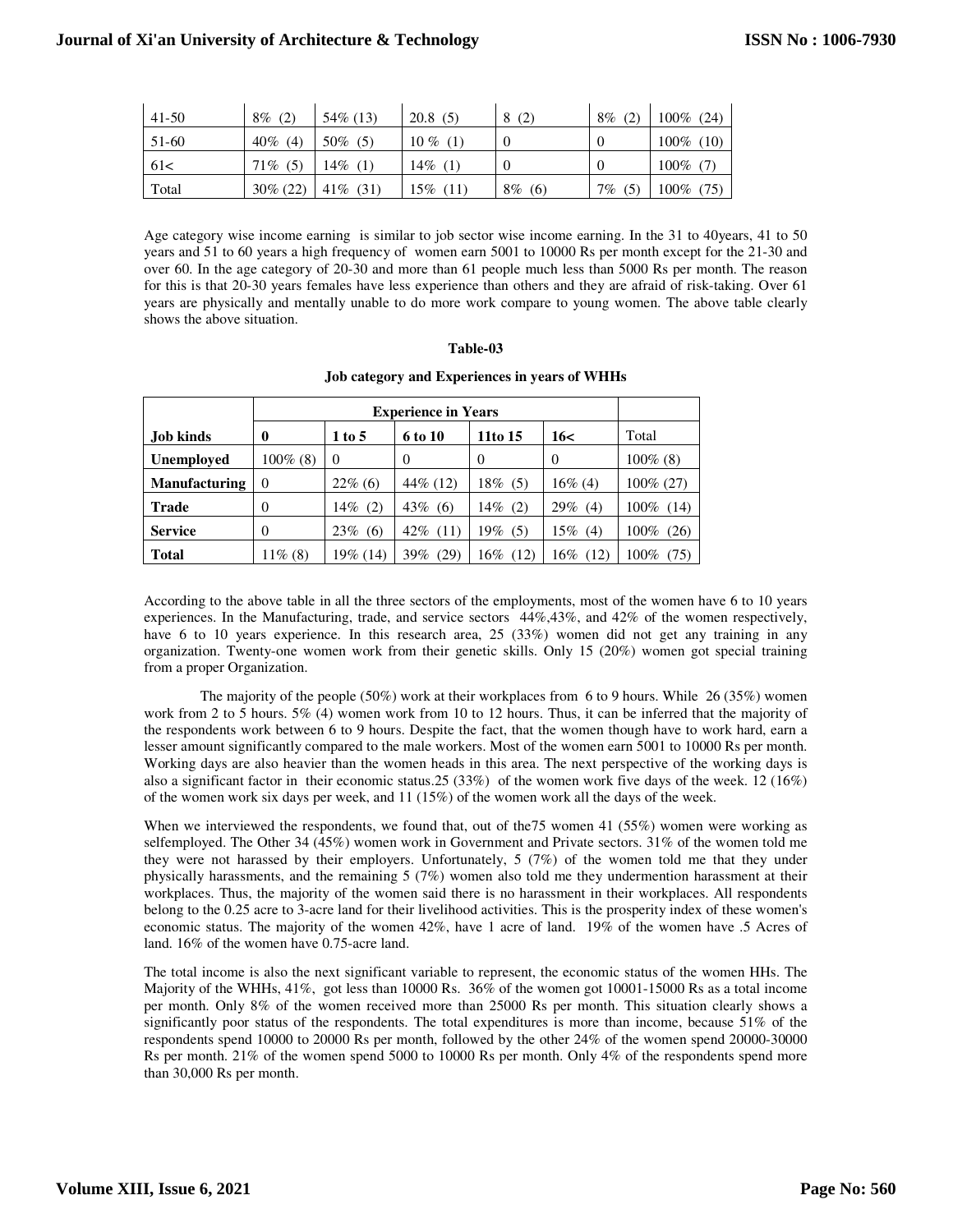| 41-50 | 8% (2) | 54% (13) | 20.8 (5) | 8 (2) | 8% (2) | 100% (24) |
|---|---|---|---|---|---|---|
| 51-60 | 40% (4) | 50% (5) | 10 % (1) | 0 | 0 | 100% (10) |
| 61< | 71% (5) | 14% (1) | 14% (1) | 0 | 0 | 100% (7) |
| Total | 30% (22) | 41% (31) | 15% (11) | 8% (6) | 7% (5) | 100% (75) |

Age category wise income earning is similar to job sector wise income earning. In the 31 to 40years, 41 to 50 years and 51 to 60 years a high frequency of women earn 5001 to 10000 Rs per month except for the 21-30 and over 60. In the age category of 20-30 and more than 61 people much less than 5000 Rs per month. The reason for this is that 20-30 years females have less experience than others and they are afraid of risk-taking. Over 61 years are physically and mentally unable to do more work compare to young women. The above table clearly shows the above situation.

**Table-03**

**Job category and Experiences in years of WHHs**

| | **Experience in Years** | | | | | |
|---|---|---|---|---|---|---|
| **Job kinds** | **0** | **1 to 5** | **6 to 10** | **11to 15** | **16<** | Total |
| **Unemployed** | 100% (8) | 0 | 0 | 0 | 0 | 100% (8) |
| **Manufacturing** | 0 | 22% (6) | 44% (12) | 18% (5) | 16% (4) | 100% (27) |
| **Trade** | 0 | 14% (2) | 43% (6) | 14% (2) | 29% (4) | 100% (14) |
| **Service** | 0 | 23% (6) | 42% (11) | 19% (5) | 15% (4) | 100% (26) |
| **Total** | 11% (8) | 19% (14) | 39% (29) | 16% (12) | 16% (12) | 100% (75) |

According to the above table in all the three sectors of the employments, most of the women have 6 to 10 years experiences. In the Manufacturing, trade, and service sectors 44%,43%, and 42% of the women respectively, have 6 to 10 years experience. In this research area, 25 (33%) women did not get any training in any organization. Twenty-one women work from their genetic skills. Only 15 (20%) women got special training from a proper Organization.

The majority of the people (50%) work at their workplaces from 6 to 9 hours. While 26 (35%) women work from 2 to 5 hours. 5% (4) women work from 10 to 12 hours. Thus, it can be inferred that the majority of the respondents work between 6 to 9 hours. Despite the fact, that the women though have to work hard, earn a lesser amount significantly compared to the male workers. Most of the women earn 5001 to 10000 Rs per month. Working days are also heavier than the women heads in this area. The next perspective of the working days is also a significant factor in their economic status.25 (33%) of the women work five days of the week. 12 (16%) of the women work six days per week, and 11 (15%) of the women work all the days of the week.

When we interviewed the respondents, we found that, out of the75 women 41 (55%) women were working as selfemployed. The Other 34 (45%) women work in Government and Private sectors. 31% of the women told me they were not harassed by their employers. Unfortunately, 5 (7%) of the women told me that they under physically harassments, and the remaining 5 (7%) women also told me they undermention harassment at their workplaces. Thus, the majority of the women said there is no harassment in their workplaces. All respondents belong to the 0.25 acre to 3-acre land for their livelihood activities. This is the prosperity index of these women's economic status. The majority of the women 42%, have 1 acre of land. 19% of the women have .5 Acres of land. 16% of the women have 0.75-acre land.

The total income is also the next significant variable to represent, the economic status of the women HHs. The Majority of the WHHs, 41%, got less than 10000 Rs. 36% of the women got 10001-15000 Rs as a total income per month. Only 8% of the women received more than 25000 Rs per month. This situation clearly shows a significantly poor status of the respondents. The total expenditures is more than income, because 51% of the respondents spend 10000 to 20000 Rs per month, followed by the other 24% of the women spend 20000-30000 Rs per month. 21% of the women spend 5000 to 10000 Rs per month. Only 4% of the respondents spend more than 30,000 Rs per month.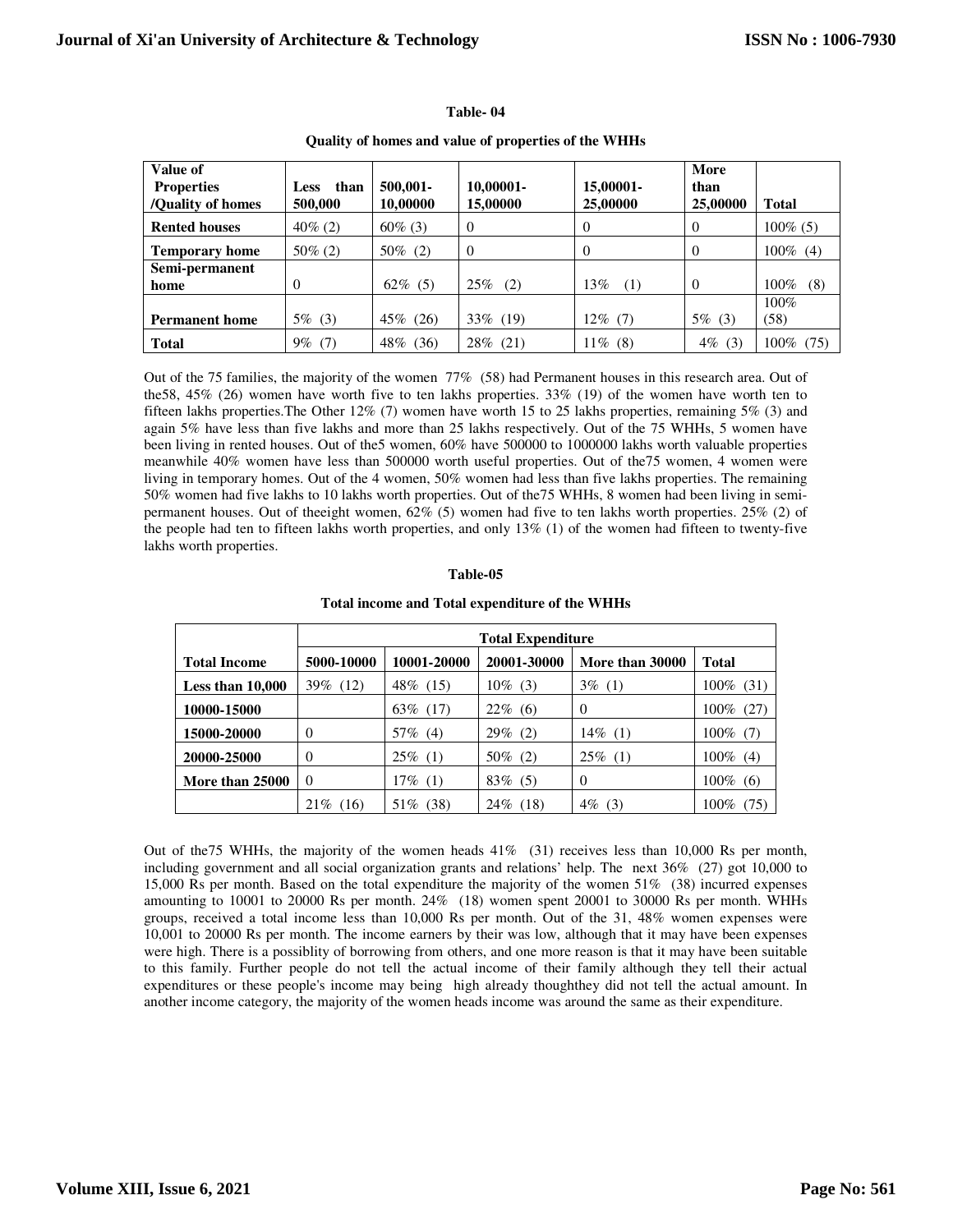**Table- 04**

**Quality of homes and value of properties of the WHHs**

| Value of Properties /Quality of homes | Less than 500,000 | 500,001-10,00000 | 10,00001-15,00000 | 15,00001-25,00000 | More than 25,00000 | Total |
|---|---|---|---|---|---|---|
| **Rented houses** | 40% (2) | 60% (3) | 0 | 0 | 0 | 100% (5) |
| **Temporary home** | 50% (2) | 50% (2) | 0 | 0 | 0 | 100% (4) |
| **Semi-permanent home** | 0 | 62% (5) | 25% (2) | 13% (1) | 0 | 100% (8) |
| **Permanent home** | 5% (3) | 45% (26) | 33% (19) | 12% (7) | 5% (3) | 100% (58) |
| **Total** | 9% (7) | 48% (36) | 28% (21) | 11% (8) | 4% (3) | 100% (75) |

Out of the 75 families, the majority of the women 77% (58) had Permanent houses in this research area. Out of the58, 45% (26) women have worth five to ten lakhs properties. 33% (19) of the women have worth ten to fifteen lakhs properties.The Other 12% (7) women have worth 15 to 25 lakhs properties, remaining 5% (3) and again 5% have less than five lakhs and more than 25 lakhs respectively. Out of the 75 WHHs, 5 women have been living in rented houses. Out of the5 women, 60% have 500000 to 1000000 lakhs worth valuable properties meanwhile 40% women have less than 500000 worth useful properties. Out of the75 women, 4 women were living in temporary homes. Out of the 4 women, 50% women had less than five lakhs properties. The remaining 50% women had five lakhs to 10 lakhs worth properties. Out of the75 WHHs, 8 women had been living in semi-permanent houses. Out of theeight women, 62% (5) women had five to ten lakhs worth properties. 25% (2) of the people had ten to fifteen lakhs worth properties, and only 13% (1) of the women had fifteen to twenty-five lakhs worth properties.

**Table-05**

**Total income and Total expenditure of the WHHs**

| | **Total Expenditure** | | | | |
|---|---|---|---|---|---|
| **Total Income** | **5000-10000** | **10001-20000** | **20001-30000** | **More than 30000** | **Total** |
| **Less than 10,000** | 39% (12) | 48% (15) | 10% (3) | 3% (1) | 100% (31) |
| **10000-15000** | | 63% (17) | 22% (6) | 0 | 100% (27) |
| **15000-20000** | 0 | 57% (4) | 29% (2) | 14% (1) | 100% (7) |
| **20000-25000** | 0 | 25% (1) | 50% (2) | 25% (1) | 100% (4) |
| **More than 25000** | 0 | 17% (1) | 83% (5) | 0 | 100% (6) |
| | 21% (16) | 51% (38) | 24% (18) | 4% (3) | 100% (75) |

Out of the75 WHHs, the majority of the women heads 41% (31) receives less than 10,000 Rs per month, including government and all social organization grants and relations' help. The next 36% (27) got 10,000 to 15,000 Rs per month. Based on the total expenditure the majority of the women 51% (38) incurred expenses amounting to 10001 to 20000 Rs per month. 24% (18) women spent 20001 to 30000 Rs per month. WHHs groups, received a total income less than 10,000 Rs per month. Out of the 31, 48% women expenses were 10,001 to 20000 Rs per month. The income earners by their was low, although that it may have been expenses were high. There is a possiblity of borrowing from others, and one more reason is that it may have been suitable to this family. Further people do not tell the actual income of their family although they tell their actual expenditures or these people's income may being high already thoughthey did not tell the actual amount. In another income category, the majority of the women heads income was around the same as their expenditure.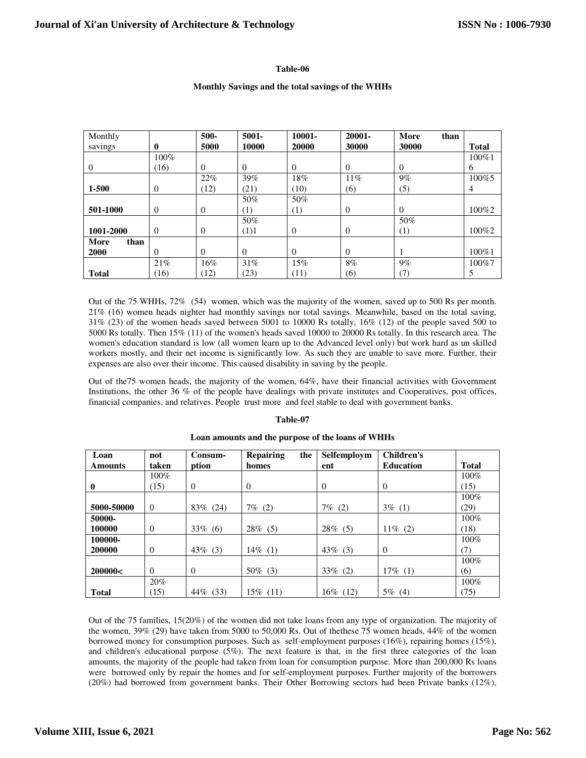**Table-06**

**Monthly Savings and the total savings of the WHHs**

| Monthly savings | 0 | 500-5000 | 5001-10000 | 10001-20000 | 20001-30000 | More than 30000 | Total |
|---|---|---|---|---|---|---|---|
| 0 | 100% (16) | 0 | 0 | 0 | 0 | 0 | 100%16 |
| **1-500** | 0 | 22% (12) | 39% (21) | 18% (10) | 11% (6) | 9% (5) | 100%54 |
| **501-1000** | 0 | 0 | 50% (1) | 50% (1) | 0 | 0 | 100%2 |
| **1001-2000** | 0 | 0 | 50% (1)1 | 0 | 0 | 50% (1) | 100%2 |
| **More than 2000** | 0 | 0 | 0 | 0 | 0 | 1 | 100%1 |
| **Total** | 21% (16) | 16% (12) | 31% (23) | 15% (11) | 8% (6) | 9% (7) | 100%75 |

Out of the 75 WHHs, 72% (54) women, which was the majority of the women, saved up to 500 Rs per month. 21% (16) women heads nighter had monthly savings nor total savings. Meanwhile, based on the total saving, 31% (23) of the women heads saved between 5001 to 10000 Rs totally, 16% (12) of the people saved 500 to 5000 Rs totally. Then 15% (11) of the women's heads saved 10000 to 20000 Rs totally. In this research area. The women's education standard is low (all women learn up to the Advanced level only) but work hard as un skilled workers mostly, and their net income is significantly low. As such they are unable to save more. Further, their expenses are also over their income. This caused disability in saving by the people.

Out of the75 women heads, the majority of the women, 64%, have their financial activities with Government Institutions, the other 36 % of the people have dealings with private institutes and Cooperatives, post offices, financial companies, and relatives. People trust more and feel stable to deal with government banks.

**Table-07**

**Loan amounts and the purpose of the loans of WHHs**

| Loan Amounts | not taken | Consum-ption | Repairing the homes | Selfemployment | Children's Education | Total |
|---|---|---|---|---|---|---|
| **0** | 100% (15) | 0 | 0 | 0 | 0 | 100% (15) |
| **5000-50000** | 0 | 83% (24) | 7% (2) | 7% (2) | 3% (1) | 100% (29) |
| **50000-100000** | 0 | 33% (6) | 28% (5) | 28% (5) | 11% (2) | 100% (18) |
| **100000-200000** | 0 | 43% (3) | 14% (1) | 43% (3) | 0 | 100% (7) |
| **200000<** | 0 | 0 | 50% (3) | 33% (2) | 17% (1) | 100% (6) |
| **Total** | 20% (15) | 44% (33) | 15% (11) | 16% (12) | 5% (4) | 100% (75) |

Out of the 75 families, 15(20%) of the women did not take loans from any type of organization. The majority of the women, 39% (29) have taken from 5000 to 50,000 Rs. Out of thethese 75 women heads, 44% of the women borrowed money for consumption purposes. Such as self-employment purposes (16%), repairing homes (15%), and children's educational purpose (5%). The next feature is that, in the first three categories of the loan amounts, the majority of the people had taken from loan for consumption purpose. More than 200,000 Rs loans were borrowed only by repair the homes and for self-employment purposes. Further majority of the borrowers (20%) had borrowed from government banks. Their Other Borrowing sectors had been Private banks (12%),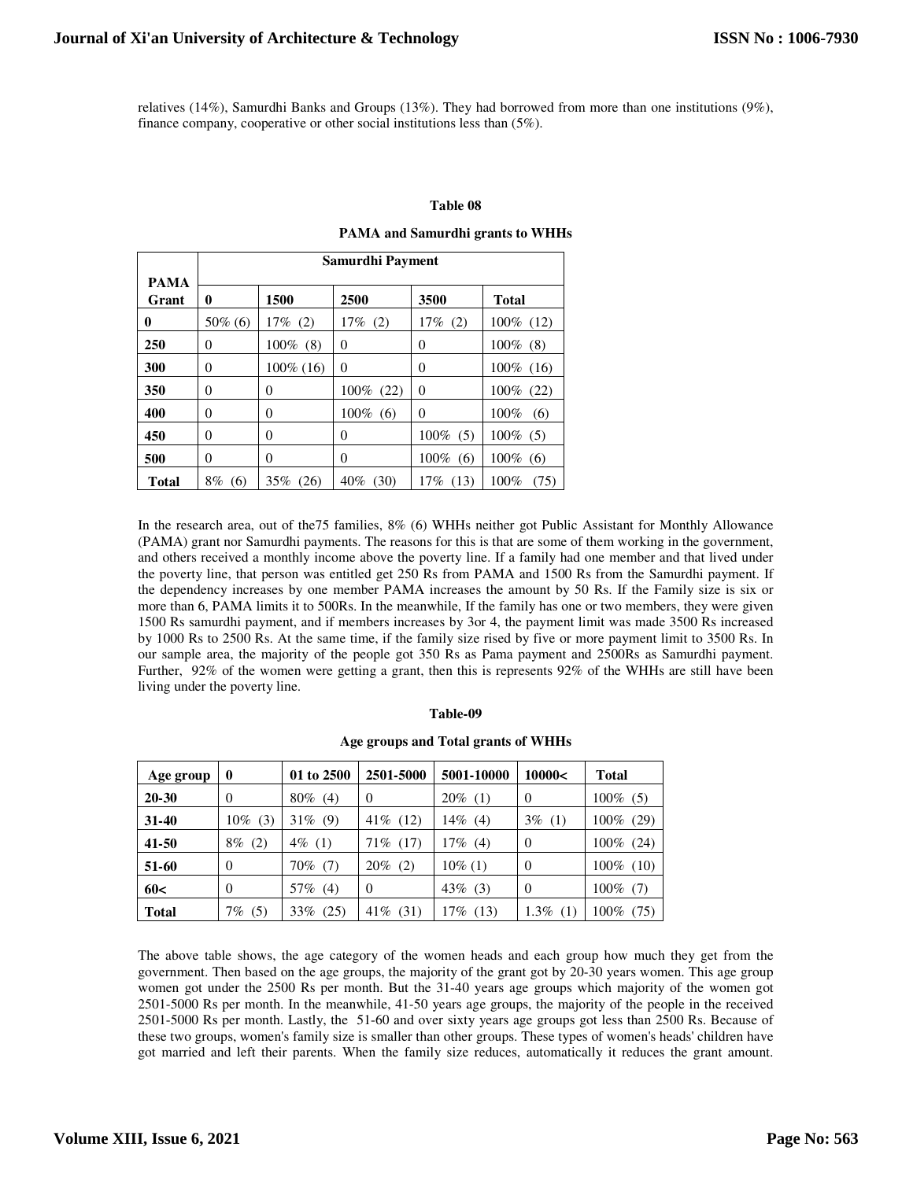relatives (14%), Samurdhi Banks and Groups (13%). They had borrowed from more than one institutions (9%), finance company, cooperative or other social institutions less than (5%).

**Table 08**

**PAMA and Samurdhi grants to WHHs**

| PAMA Grant | Samurdhi Payment | | | | |
|---|---|---|---|---|---|
| | **0** | **1500** | **2500** | **3500** | **Total** |
| **0** | 50% (6) | 17% (2) | 17% (2) | 17% (2) | 100% (12) |
| **250** | 0 | 100% (8) | 0 | 0 | 100% (8) |
| **300** | 0 | 100% (16) | 0 | 0 | 100% (16) |
| **350** | 0 | 0 | 100% (22) | 0 | 100% (22) |
| **400** | 0 | 0 | 100% (6) | 0 | 100% (6) |
| **450** | 0 | 0 | 0 | 100% (5) | 100% (5) |
| **500** | 0 | 0 | 0 | 100% (6) | 100% (6) |
| **Total** | 8% (6) | 35% (26) | 40% (30) | 17% (13) | 100% (75) |

In the research area, out of the75 families, 8% (6) WHHs neither got Public Assistant for Monthly Allowance (PAMA) grant nor Samurdhi payments. The reasons for this is that are some of them working in the government, and others received a monthly income above the poverty line. If a family had one member and that lived under the poverty line, that person was entitled get 250 Rs from PAMA and 1500 Rs from the Samurdhi payment. If the dependency increases by one member PAMA increases the amount by 50 Rs. If the Family size is six or more than 6, PAMA limits it to 500Rs. In the meanwhile, If the family has one or two members, they were given 1500 Rs samurdhi payment, and if members increases by 3or 4, the payment limit was made 3500 Rs increased by 1000 Rs to 2500 Rs. At the same time, if the family size rised by five or more payment limit to 3500 Rs. In our sample area, the majority of the people got 350 Rs as Pama payment and 2500Rs as Samurdhi payment. Further, 92% of the women were getting a grant, then this is represents 92% of the WHHs are still have been living under the poverty line.

**Table-09**

**Age groups and Total grants of WHHs**

| Age group | 0 | 01 to 2500 | 2501-5000 | 5001-10000 | 10000< | Total |
|---|---|---|---|---|---|---|
| **20-30** | 0 | 80% (4) | 0 | 20% (1) | 0 | 100% (5) |
| **31-40** | 10% (3) | 31% (9) | 41% (12) | 14% (4) | 3% (1) | 100% (29) |
| **41-50** | 8% (2) | 4% (1) | 71% (17) | 17% (4) | 0 | 100% (24) |
| **51-60** | 0 | 70% (7) | 20% (2) | 10% (1) | 0 | 100% (10) |
| **60<** | 0 | 57% (4) | 0 | 43% (3) | 0 | 100% (7) |
| **Total** | 7% (5) | 33% (25) | 41% (31) | 17% (13) | 1.3% (1) | 100% (75) |

The above table shows, the age category of the women heads and each group how much they get from the government. Then based on the age groups, the majority of the grant got by 20-30 years women. This age group women got under the 2500 Rs per month. But the 31-40 years age groups which majority of the women got 2501-5000 Rs per month. In the meanwhile, 41-50 years age groups, the majority of the people in the received 2501-5000 Rs per month. Lastly, the 51-60 and over sixty years age groups got less than 2500 Rs. Because of these two groups, women's family size is smaller than other groups. These types of women's heads' children have got married and left their parents. When the family size reduces, automatically it reduces the grant amount.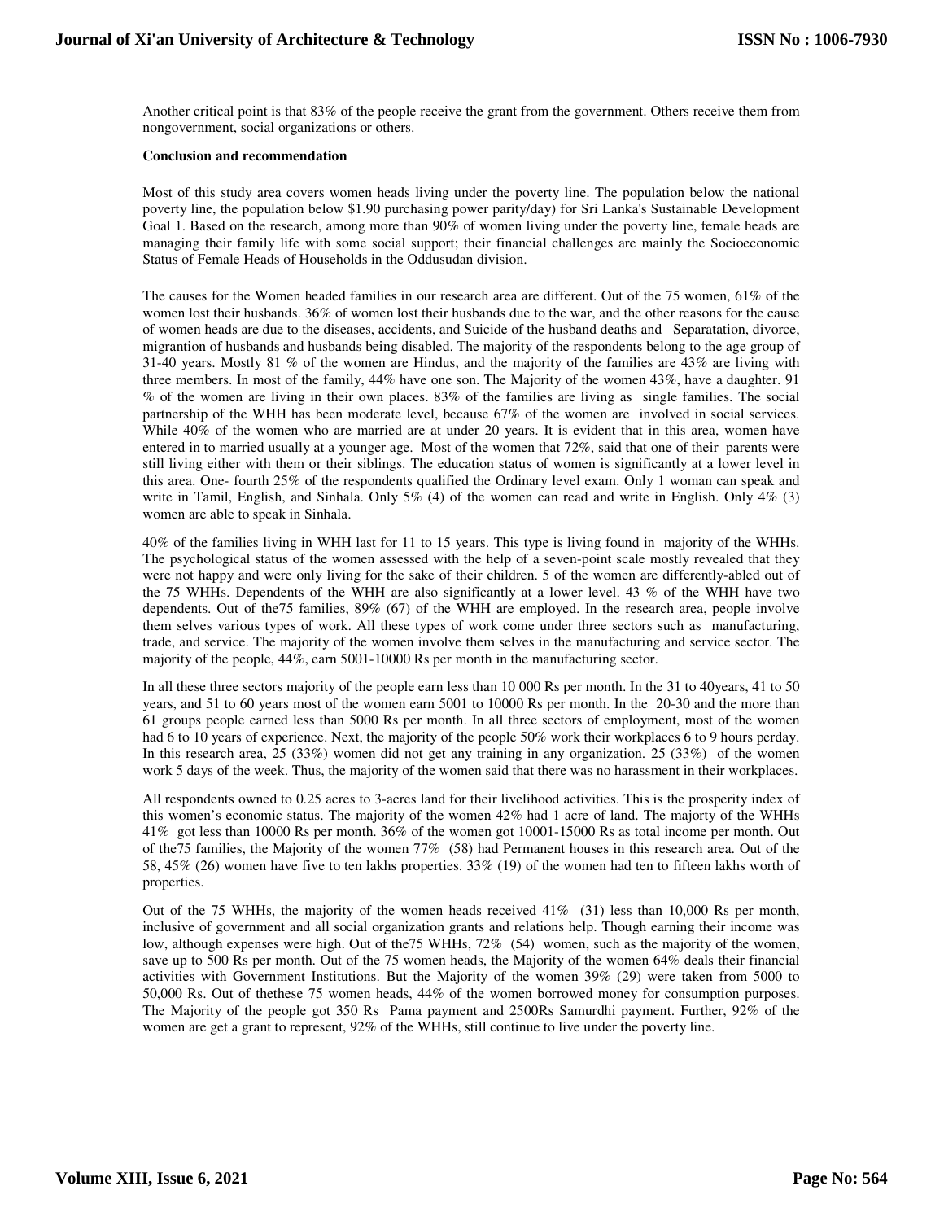Another critical point is that 83% of the people receive the grant from the government. Others receive them from nongovernment, social organizations or others.

**Conclusion and recommendation**

Most of this study area covers women heads living under the poverty line. The population below the national poverty line, the population below $1.90 purchasing power parity/day) for Sri Lanka's Sustainable Development Goal 1. Based on the research, among more than 90% of women living under the poverty line, female heads are managing their family life with some social support; their financial challenges are mainly the Socioeconomic Status of Female Heads of Households in the Oddusudan division.

The causes for the Women headed families in our research area are different. Out of the 75 women, 61% of the women lost their husbands. 36% of women lost their husbands due to the war, and the other reasons for the cause of women heads are due to the diseases, accidents, and Suicide of the husband deaths and Separatation, divorce, migrantion of husbands and husbands being disabled. The majority of the respondents belong to the age group of 31-40 years. Mostly 81 % of the women are Hindus, and the majority of the families are 43% are living with three members. In most of the family, 44% have one son. The Majority of the women 43%, have a daughter. 91 % of the women are living in their own places. 83% of the families are living as single families. The social partnership of the WHH has been moderate level, because 67% of the women are involved in social services. While 40% of the women who are married are at under 20 years. It is evident that in this area, women have entered in to married usually at a younger age. Most of the women that 72%, said that one of their parents were still living either with them or their siblings. The education status of women is significantly at a lower level in this area. One- fourth 25% of the respondents qualified the Ordinary level exam. Only 1 woman can speak and write in Tamil, English, and Sinhala. Only 5% (4) of the women can read and write in English. Only 4% (3) women are able to speak in Sinhala.

40% of the families living in WHH last for 11 to 15 years. This type is living found in majority of the WHHs. The psychological status of the women assessed with the help of a seven-point scale mostly revealed that they were not happy and were only living for the sake of their children. 5 of the women are differently-abled out of the 75 WHHs. Dependents of the WHH are also significantly at a lower level. 43 % of the WHH have two dependents. Out of the75 families, 89% (67) of the WHH are employed. In the research area, people involve them selves various types of work. All these types of work come under three sectors such as manufacturing, trade, and service. The majority of the women involve them selves in the manufacturing and service sector. The majority of the people, 44%, earn 5001-10000 Rs per month in the manufacturing sector.

In all these three sectors majority of the people earn less than 10 000 Rs per month. In the 31 to 40years, 41 to 50 years, and 51 to 60 years most of the women earn 5001 to 10000 Rs per month. In the 20-30 and the more than 61 groups people earned less than 5000 Rs per month. In all three sectors of employment, most of the women had 6 to 10 years of experience. Next, the majority of the people 50% work their workplaces 6 to 9 hours perday. In this research area, 25 (33%) women did not get any training in any organization. 25 (33%) of the women work 5 days of the week. Thus, the majority of the women said that there was no harassment in their workplaces.

All respondents owned to 0.25 acres to 3-acres land for their livelihood activities. This is the prosperity index of this women's economic status. The majority of the women 42% had 1 acre of land. The majorty of the WHHs 41% got less than 10000 Rs per month. 36% of the women got 10001-15000 Rs as total income per month. Out of the75 families, the Majority of the women 77% (58) had Permanent houses in this research area. Out of the 58, 45% (26) women have five to ten lakhs properties. 33% (19) of the women had ten to fifteen lakhs worth of properties.

Out of the 75 WHHs, the majority of the women heads received 41% (31) less than 10,000 Rs per month, inclusive of government and all social organization grants and relations help. Though earning their income was low, although expenses were high. Out of the75 WHHs, 72% (54) women, such as the majority of the women, save up to 500 Rs per month. Out of the 75 women heads, the Majority of the women 64% deals their financial activities with Government Institutions. But the Majority of the women 39% (29) were taken from 5000 to 50,000 Rs. Out of thethese 75 women heads, 44% of the women borrowed money for consumption purposes. The Majority of the people got 350 Rs Pama payment and 2500Rs Samurdhi payment. Further, 92% of the women are get a grant to represent, 92% of the WHHs, still continue to live under the poverty line.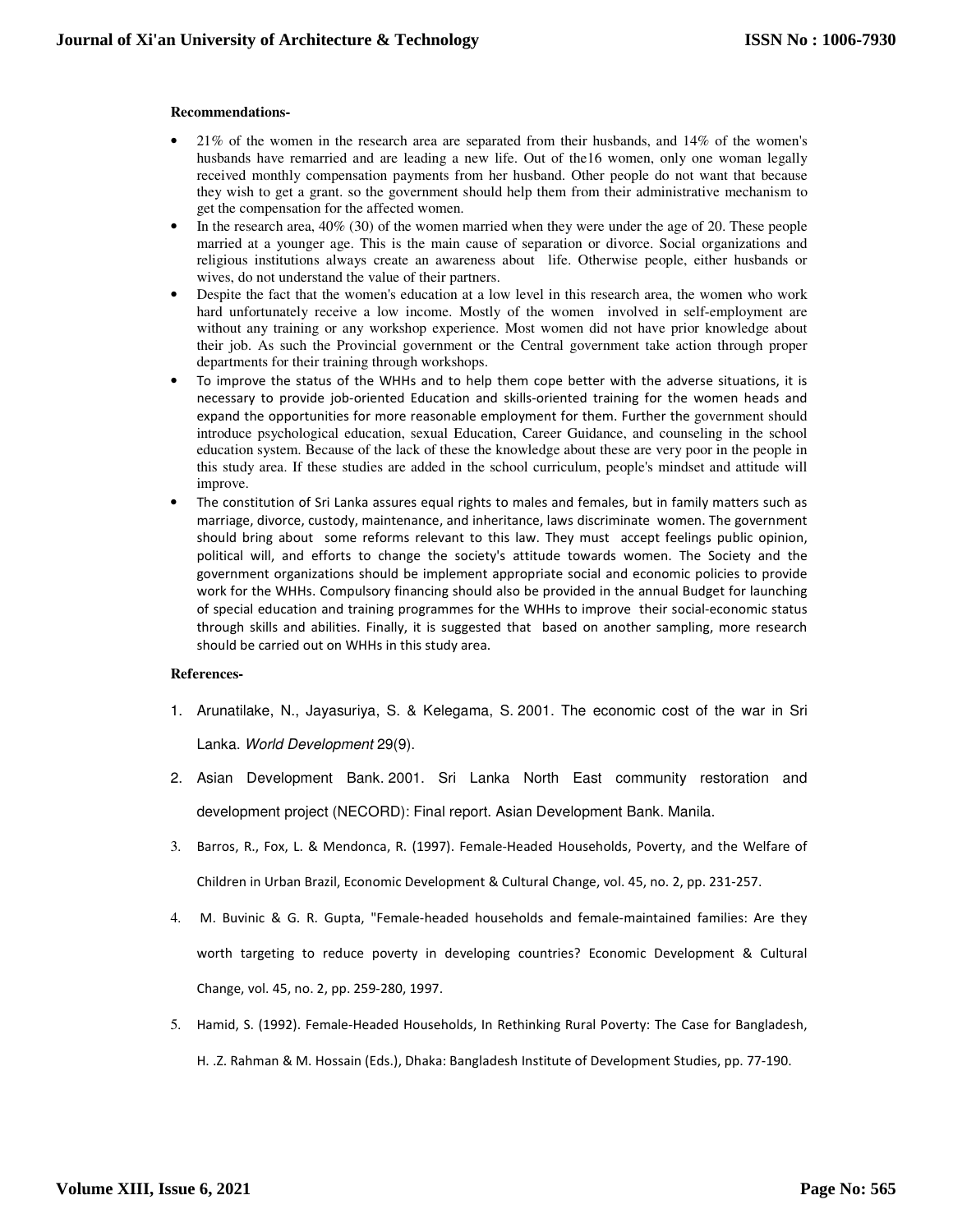**Recommendations-**

- 21% of the women in the research area are separated from their husbands, and 14% of the women's husbands have remarried and are leading a new life. Out of the16 women, only one woman legally received monthly compensation payments from her husband. Other people do not want that because they wish to get a grant. so the government should help them from their administrative mechanism to get the compensation for the affected women.
- In the research area, 40% (30) of the women married when they were under the age of 20. These people married at a younger age. This is the main cause of separation or divorce. Social organizations and religious institutions always create an awareness about life. Otherwise people, either husbands or wives, do not understand the value of their partners.
- Despite the fact that the women's education at a low level in this research area, the women who work hard unfortunately receive a low income. Mostly of the women involved in self-employment are without any training or any workshop experience. Most women did not have prior knowledge about their job. As such the Provincial government or the Central government take action through proper departments for their training through workshops.
- To improve the status of the WHHs and to help them cope better with the adverse situations, it is necessary to provide job-oriented Education and skills-oriented training for the women heads and expand the opportunities for more reasonable employment for them. Further the government should introduce psychological education, sexual Education, Career Guidance, and counseling in the school education system. Because of the lack of these the knowledge about these are very poor in the people in this study area. If these studies are added in the school curriculum, people's mindset and attitude will improve.
- The constitution of Sri Lanka assures equal rights to males and females, but in family matters such as marriage, divorce, custody, maintenance, and inheritance, laws discriminate women. The government should bring about some reforms relevant to this law. They must accept feelings public opinion, political will, and efforts to change the society's attitude towards women. The Society and the government organizations should be implement appropriate social and economic policies to provide work for the WHHs. Compulsory financing should also be provided in the annual Budget for launching of special education and training programmes for the WHHs to improve their social-economic status through skills and abilities. Finally, it is suggested that based on another sampling, more research should be carried out on WHHs in this study area.

**References-**

1. Arunatilake, N., Jayasuriya, S. & Kelegama, S. 2001. The economic cost of the war in Sri Lanka. *World Development* 29(9).
2. Asian Development Bank. 2001. Sri Lanka North East community restoration and development project (NECORD): Final report. Asian Development Bank. Manila.
3. Barros, R., Fox, L. & Mendonca, R. (1997). Female-Headed Households, Poverty, and the Welfare of Children in Urban Brazil, Economic Development & Cultural Change, vol. 45, no. 2, pp. 231-257.
4. M. Buvinic & G. R. Gupta, "Female-headed households and female-maintained families: Are they worth targeting to reduce poverty in developing countries? Economic Development & Cultural Change, vol. 45, no. 2, pp. 259-280, 1997.
5. Hamid, S. (1992). Female-Headed Households, In Rethinking Rural Poverty: The Case for Bangladesh, H. .Z. Rahman & M. Hossain (Eds.), Dhaka: Bangladesh Institute of Development Studies, pp. 77-190.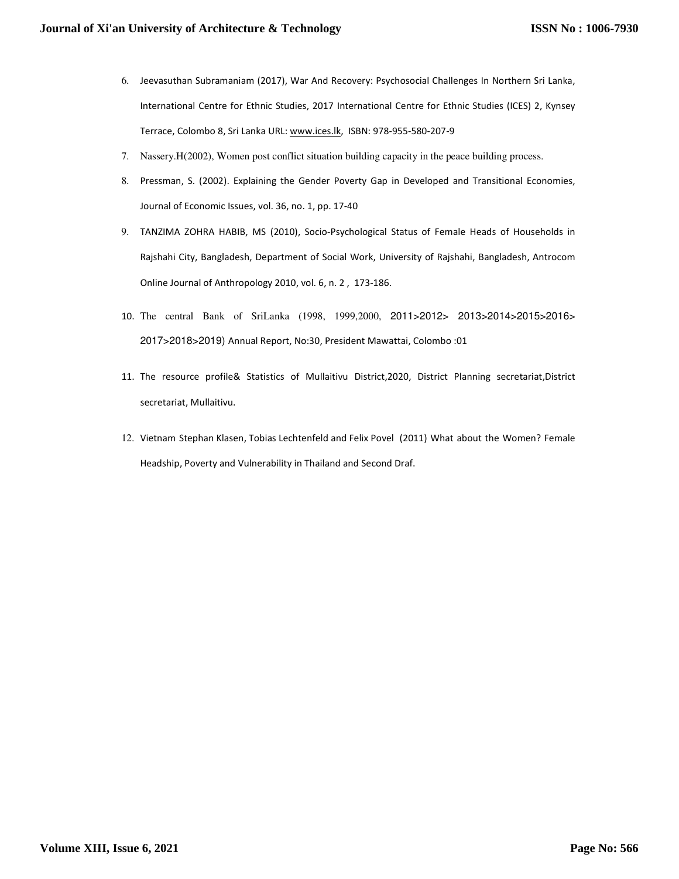6. Jeevasuthan Subramaniam (2017), War And Recovery: Psychosocial Challenges In Northern Sri Lanka, International Centre for Ethnic Studies, 2017 International Centre for Ethnic Studies (ICES) 2, Kynsey Terrace, Colombo 8, Sri Lanka URL: www.ices.lk, ISBN: 978-955-580-207-9
7. Nassery.H(2002), Women post conflict situation building capacity in the peace building process.
8. Pressman, S. (2002). Explaining the Gender Poverty Gap in Developed and Transitional Economies, Journal of Economic Issues, vol. 36, no. 1, pp. 17-40
9. TANZIMA ZOHRA HABIB, MS (2010), Socio-Psychological Status of Female Heads of Households in Rajshahi City, Bangladesh, Department of Social Work, University of Rajshahi, Bangladesh, Antrocom Online Journal of Anthropology 2010, vol. 6, n. 2 , 173-186.
10. The central Bank of SriLanka (1998, 1999,2000, 2011>2012> 2013>2014>2015>2016> 2017>2018>2019) Annual Report, No:30, President Mawattai, Colombo :01
11. The resource profile& Statistics of Mullaitivu District,2020, District Planning secretariat,District secretariat, Mullaitivu.
12. Vietnam Stephan Klasen, Tobias Lechtenfeld and Felix Povel (2011) What about the Women? Female Headship, Poverty and Vulnerability in Thailand and Second Draf.